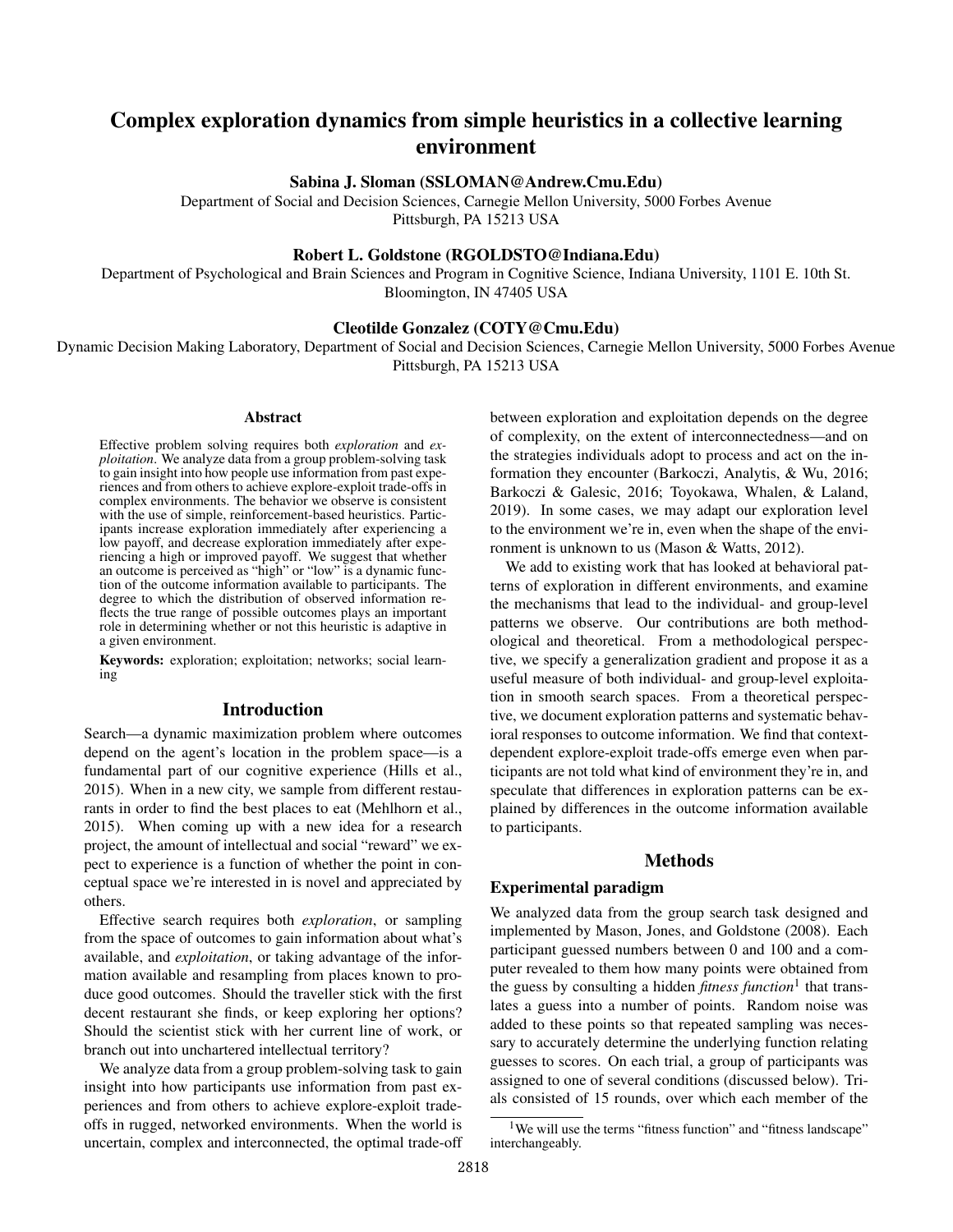# Complex exploration dynamics from simple heuristics in a collective learning environment

**Sabina J. Sloman (SSLOMAN@Andrew.Cmu.Edu)**

Department of Social and Decision Sciences, Carnegie Mellon University, 5000 Forbes Avenue
Pittsburgh, PA 15213 USA

**Robert L. Goldstone (RGOLDSTO@Indiana.Edu)**

Department of Psychological and Brain Sciences and Program in Cognitive Science, Indiana University, 1101 E. 10th St.
Bloomington, IN 47405 USA

**Cleotilde Gonzalez (COTY@Cmu.Edu)**

Dynamic Decision Making Laboratory, Department of Social and Decision Sciences, Carnegie Mellon University, 5000 Forbes Avenue
Pittsburgh, PA 15213 USA

## Abstract

Effective problem solving requires both *exploration* and *exploitation*. We analyze data from a group problem-solving task to gain insight into how people use information from past experiences and from others to achieve explore-exploit trade-offs in complex environments. The behavior we observe is consistent with the use of simple, reinforcement-based heuristics. Participants increase exploration immediately after experiencing a low payoff, and decrease exploration immediately after experiencing a high or improved payoff. We suggest that whether an outcome is perceived as "high" or "low" is a dynamic function of the outcome information available to participants. The degree to which the distribution of observed information reflects the true range of possible outcomes plays an important role in determining whether or not this heuristic is adaptive in a given environment.

**Keywords:** exploration; exploitation; networks; social learning

## Introduction

Search—a dynamic maximization problem where outcomes depend on the agent's location in the problem space—is a fundamental part of our cognitive experience (Hills et al., 2015). When in a new city, we sample from different restaurants in order to find the best places to eat (Mehlhorn et al., 2015). When coming up with a new idea for a research project, the amount of intellectual and social "reward" we expect to experience is a function of whether the point in conceptual space we're interested in is novel and appreciated by others.

Effective search requires both *exploration*, or sampling from the space of outcomes to gain information about what's available, and *exploitation*, or taking advantage of the information available and resampling from places known to produce good outcomes. Should the traveller stick with the first decent restaurant she finds, or keep exploring her options? Should the scientist stick with her current line of work, or branch out into unchartered intellectual territory?

We analyze data from a group problem-solving task to gain insight into how participants use information from past experiences and from others to achieve explore-exploit trade-offs in rugged, networked environments. When the world is uncertain, complex and interconnected, the optimal trade-off between exploration and exploitation depends on the degree of complexity, on the extent of interconnectedness—and on the strategies individuals adopt to process and act on the information they encounter (Barkoczi, Analytis, & Wu, 2016; Barkoczi & Galesic, 2016; Toyokawa, Whalen, & Laland, 2019). In some cases, we may adapt our exploration level to the environment we're in, even when the shape of the environment is unknown to us (Mason & Watts, 2012).

We add to existing work that has looked at behavioral patterns of exploration in different environments, and examine the mechanisms that lead to the individual- and group-level patterns we observe. Our contributions are both methodological and theoretical. From a methodological perspective, we specify a generalization gradient and propose it as a useful measure of both individual- and group-level exploitation in smooth search spaces. From a theoretical perspective, we document exploration patterns and systematic behavioral responses to outcome information. We find that context-dependent explore-exploit trade-offs emerge even when participants are not told what kind of environment they're in, and speculate that differences in exploration patterns can be explained by differences in the outcome information available to participants.

## Methods

### Experimental paradigm

We analyzed data from the group search task designed and implemented by Mason, Jones, and Goldstone (2008). Each participant guessed numbers between 0 and 100 and a computer revealed to them how many points were obtained from the guess by consulting a hidden *fitness function*[1] that translates a guess into a number of points. Random noise was added to these points so that repeated sampling was necessary to accurately determine the underlying function relating guesses to scores. On each trial, a group of participants was assigned to one of several conditions (discussed below). Trials consisted of 15 rounds, over which each member of the

[1] We will use the terms "fitness function" and "fitness landscape" interchangeably.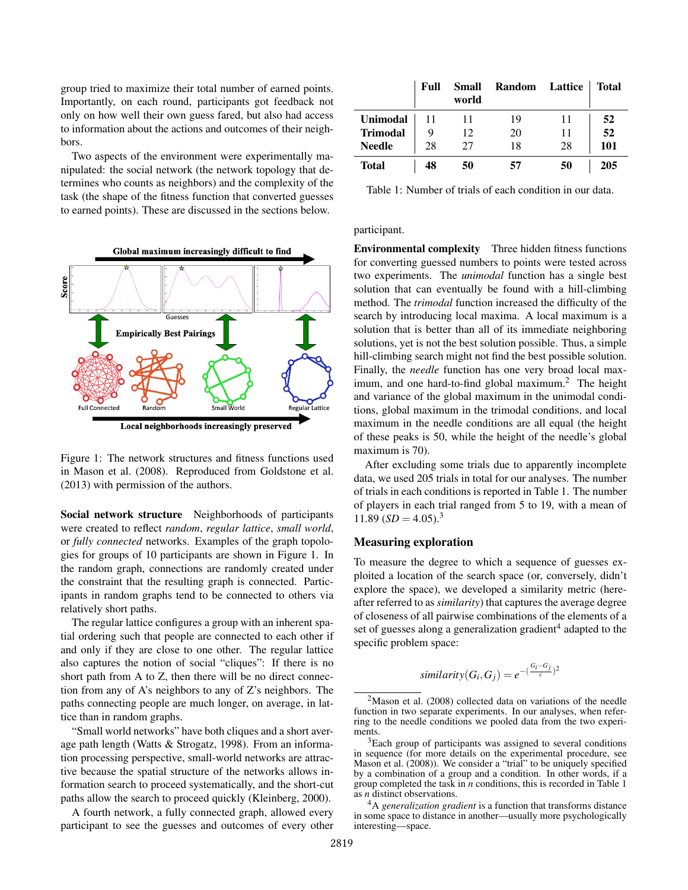group tried to maximize their total number of earned points. Importantly, on each round, participants got feedback not only on how well their own guess fared, but also had access to information about the actions and outcomes of their neighbors.

Two aspects of the environment were experimentally manipulated: the social network (the network topology that determines who counts as neighbors) and the complexity of the task (the shape of the fitness function that converted guesses to earned points). These are discussed in the sections below.

Figure 1: The network structures and fitness functions used in Mason et al. (2008). Reproduced from Goldstone et al. (2013) with permission of the authors.

**Social network structure** Neighborhoods of participants were created to reflect *random*, *regular lattice*, *small world*, or *fully connected* networks. Examples of the graph topologies for groups of 10 participants are shown in Figure 1. In the random graph, connections are randomly created under the constraint that the resulting graph is connected. Participants in random graphs tend to be connected to others via relatively short paths.

The regular lattice configures a group with an inherent spatial ordering such that people are connected to each other if and only if they are close to one other. The regular lattice also captures the notion of social "cliques": If there is no short path from A to Z, then there will be no direct connection from any of A's neighbors to any of Z's neighbors. The paths connecting people are much longer, on average, in lattice than in random graphs.

"Small world networks" have both cliques and a short average path length (Watts & Strogatz, 1998). From an information processing perspective, small-world networks are attractive because the spatial structure of the networks allows information search to proceed systematically, and the short-cut paths allow the search to proceed quickly (Kleinberg, 2000).

A fourth network, a fully connected graph, allowed every participant to see the guesses and outcomes of every other participant.

| | Full | Small world | Random | Lattice | Total |
|---|---|---|---|---|---|
| **Unimodal** | 11 | 11 | 19 | 11 | **52** |
| **Trimodal** | 9 | 12 | 20 | 11 | **52** |
| **Needle** | 28 | 27 | 18 | 28 | **101** |
| **Total** | **48** | **50** | **57** | **50** | **205** |

Table 1: Number of trials of each condition in our data.

**Environmental complexity** Three hidden fitness functions for converting guessed numbers to points were tested across two experiments. The *unimodal* function has a single best solution that can eventually be found with a hill-climbing method. The *trimodal* function increased the difficulty of the search by introducing local maxima. A local maximum is a solution that is better than all of its immediate neighboring solutions, yet is not the best solution possible. Thus, a simple hill-climbing search might not find the best possible solution. Finally, the *needle* function has one very broad local maximum, and one hard-to-find global maximum.[2] The height and variance of the global maximum in the unimodal conditions, global maximum in the trimodal conditions, and local maximum in the needle conditions are all equal (the height of these peaks is 50, while the height of the needle's global maximum is 70).

After excluding some trials due to apparently incomplete data, we used 205 trials in total for our analyses. The number of trials in each conditions is reported in Table 1. The number of players in each trial ranged from 5 to 19, with a mean of 11.89 ($SD = 4.05$).[3]

## Measuring exploration

To measure the degree to which a sequence of guesses exploited a location of the search space (or, conversely, didn't explore the space), we developed a similarity metric (hereafter referred to as *similarity*) that captures the average degree of closeness of all pairwise combinations of the elements of a set of guesses along a generalization gradient[4] adapted to the specific problem space:

$$similarity(G_i, G_j) = e^{-(\frac{G_i - G_j}{c})^2}$$

[2] Mason et al. (2008) collected data on variations of the needle function in two separate experiments. In our analyses, when referring to the needle conditions we pooled data from the two experiments.

[3] Each group of participants was assigned to several conditions in sequence (for more details on the experimental procedure, see Mason et al. (2008)). We consider a "trial" to be uniquely specified by a combination of a group and a condition. In other words, if a group completed the task in *n* conditions, this is recorded in Table 1 as *n* distinct observations.

[4] A *generalization gradient* is a function that transforms distance in some space to distance in another—usually more psychologically interesting—space.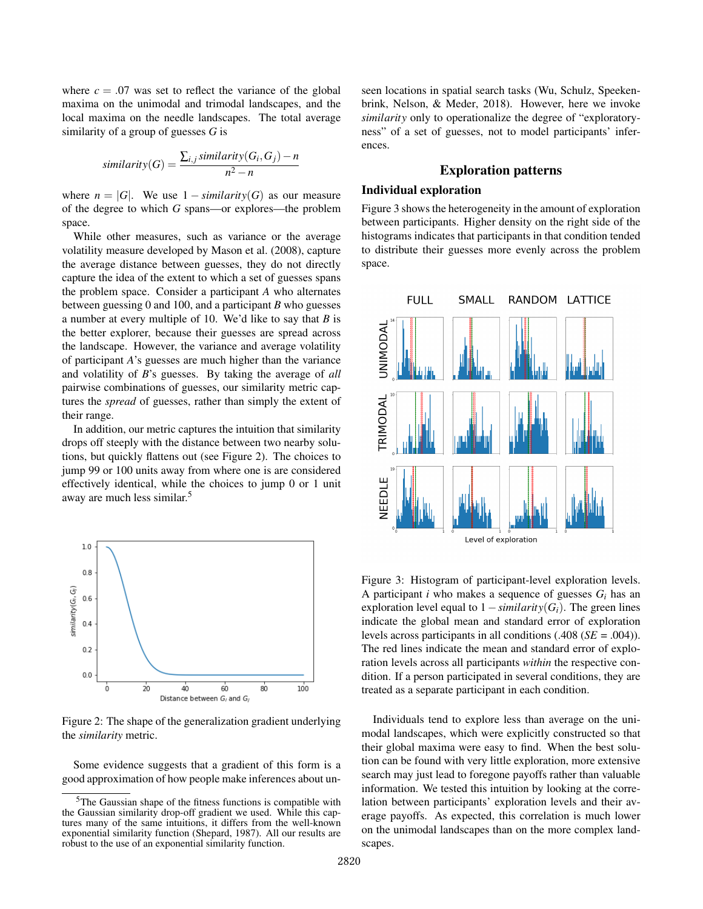where $c = .07$ was set to reflect the variance of the global maxima on the unimodal and trimodal landscapes, and the local maxima on the needle landscapes. The total average similarity of a group of guesses $G$ is

$$similarity(G) = \frac{\sum_{i,j} similarity(G_i, G_j) - n}{n^2 - n}$$

where $n = |G|$. We use $1 - similarity(G)$ as our measure of the degree to which $G$ spans—or explores—the problem space.

While other measures, such as variance or the average volatility measure developed by Mason et al. (2008), capture the average distance between guesses, they do not directly capture the idea of the extent to which a set of guesses spans the problem space. Consider a participant $A$ who alternates between guessing 0 and 100, and a participant $B$ who guesses a number at every multiple of 10. We'd like to say that $B$ is the better explorer, because their guesses are spread across the landscape. However, the variance and average volatility of participant $A$'s guesses are much higher than the variance and volatility of $B$'s guesses. By taking the average of *all* pairwise combinations of guesses, our similarity metric captures the *spread* of guesses, rather than simply the extent of their range.

In addition, our metric captures the intuition that similarity drops off steeply with the distance between two nearby solutions, but quickly flattens out (see Figure 2). The choices to jump 99 or 100 units away from where one is are considered effectively identical, while the choices to jump 0 or 1 unit away are much less similar.[5]

Figure 2: The shape of the generalization gradient underlying the *similarity* metric.

Some evidence suggests that a gradient of this form is a good approximation of how people make inferences about unseen locations in spatial search tasks (Wu, Schulz, Speekenbrink, Nelson, & Meder, 2018). However, here we invoke *similarity* only to operationalize the degree of "exploratoryness" of a set of guesses, not to model participants' inferences.

[5]The Gaussian shape of the fitness functions is compatible with the Gaussian similarity drop-off gradient we used. While this captures many of the same intuitions, it differs from the well-known exponential similarity function (Shepard, 1987). All our results are robust to the use of an exponential similarity function.

## Exploration patterns

### Individual exploration

Figure 3 shows the heterogeneity in the amount of exploration between participants. Higher density on the right side of the histograms indicates that participants in that condition tended to distribute their guesses more evenly across the problem space.

Figure 3: Histogram of participant-level exploration levels. A participant $i$ who makes a sequence of guesses $G_i$ has an exploration level equal to $1 - similarity(G_i)$. The green lines indicate the global mean and standard error of exploration levels across participants in all conditions (.408 ($SE$ = .004)). The red lines indicate the mean and standard error of exploration levels across all participants *within* the respective condition. If a person participated in several conditions, they are treated as a separate participant in each condition.

Individuals tend to explore less than average on the unimodal landscapes, which were explicitly constructed so that their global maxima were easy to find. When the best solution can be found with very little exploration, more extensive search may just lead to foregone payoffs rather than valuable information. We tested this intuition by looking at the correlation between participants' exploration levels and their average payoffs. As expected, this correlation is much lower on the unimodal landscapes than on the more complex landscapes.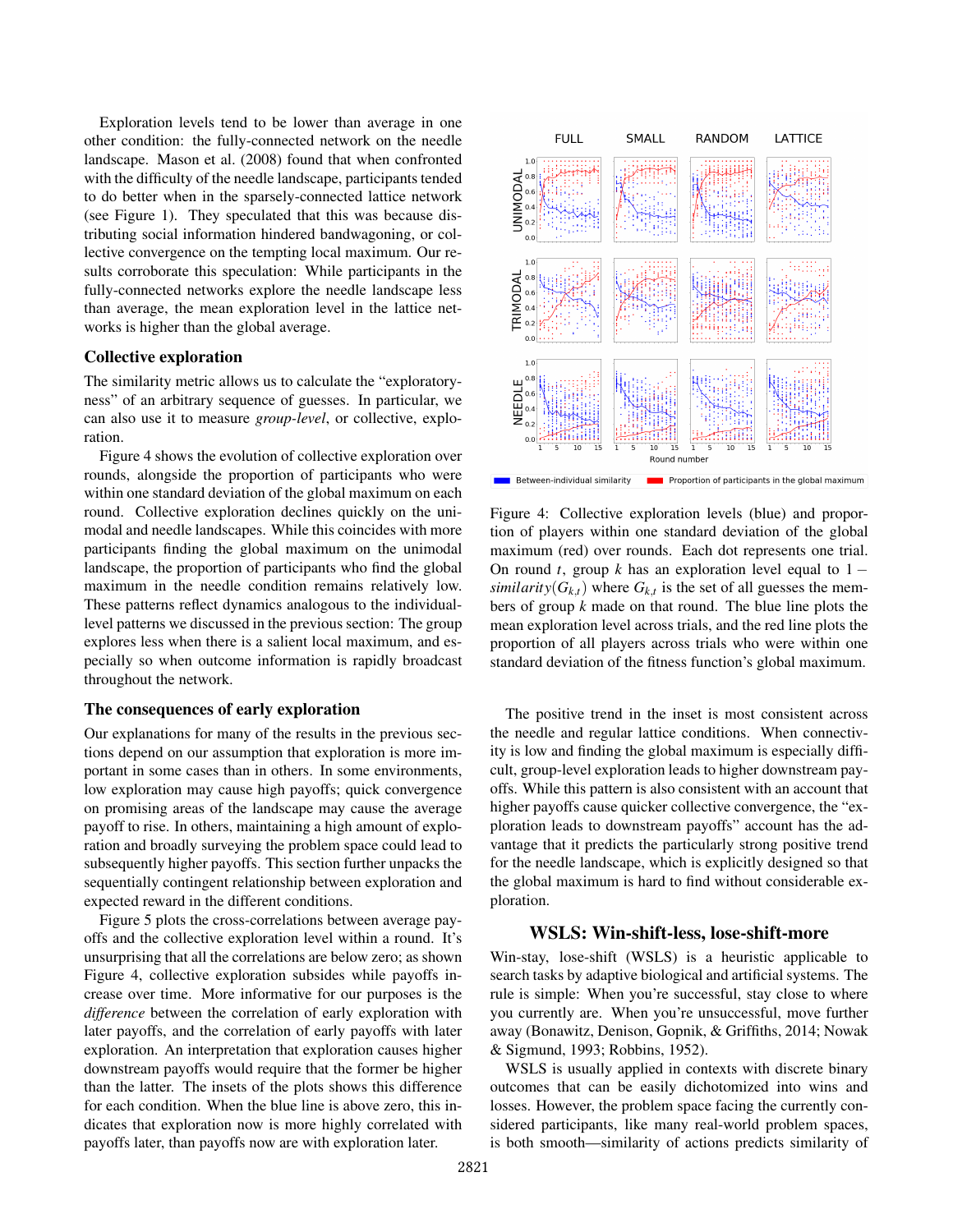Exploration levels tend to be lower than average in one other condition: the fully-connected network on the needle landscape. Mason et al. (2008) found that when confronted with the difficulty of the needle landscape, participants tended to do better when in the sparsely-connected lattice network (see Figure 1). They speculated that this was because distributing social information hindered bandwagoning, or collective convergence on the tempting local maximum. Our results corroborate this speculation: While participants in the fully-connected networks explore the needle landscape less than average, the mean exploration level in the lattice networks is higher than the global average.

## Collective exploration

The similarity metric allows us to calculate the "exploratoryness" of an arbitrary sequence of guesses. In particular, we can also use it to measure *group-level*, or collective, exploration.

Figure 4 shows the evolution of collective exploration over rounds, alongside the proportion of participants who were within one standard deviation of the global maximum on each round. Collective exploration declines quickly on the unimodal and needle landscapes. While this coincides with more participants finding the global maximum on the unimodal landscape, the proportion of participants who find the global maximum in the needle condition remains relatively low. These patterns reflect dynamics analogous to the individual-level patterns we discussed in the previous section: The group explores less when there is a salient local maximum, and especially so when outcome information is rapidly broadcast throughout the network.

Figure 4: Collective exploration levels (blue) and proportion of players within one standard deviation of the global maximum (red) over rounds. Each dot represents one trial. On round $t$, group $k$ has an exploration level equal to $1 - similarity(G_{k,t})$ where $G_{k,t}$ is the set of all guesses the members of group $k$ made on that round. The blue line plots the mean exploration level across trials, and the red line plots the proportion of all players across trials who were within one standard deviation of the fitness function's global maximum.

## The consequences of early exploration

Our explanations for many of the results in the previous sections depend on our assumption that exploration is more important in some cases than in others. In some environments, low exploration may cause high payoffs; quick convergence on promising areas of the landscape may cause the average payoff to rise. In others, maintaining a high amount of exploration and broadly surveying the problem space could lead to subsequently higher payoffs. This section further unpacks the sequentially contingent relationship between exploration and expected reward in the different conditions.

Figure 5 plots the cross-correlations between average payoffs and the collective exploration level within a round. It's unsurprising that all the correlations are below zero; as shown Figure 4, collective exploration subsides while payoffs increase over time. More informative for our purposes is the *difference* between the correlation of early exploration with later payoffs, and the correlation of early payoffs with later exploration. An interpretation that exploration causes higher downstream payoffs would require that the former be higher than the latter. The insets of the plots shows this difference for each condition. When the blue line is above zero, this indicates that exploration now is more highly correlated with payoffs later, than payoffs now are with exploration later.

The positive trend in the inset is most consistent across the needle and regular lattice conditions. When connectivity is low and finding the global maximum is especially difficult, group-level exploration leads to higher downstream payoffs. While this pattern is also consistent with an account that higher payoffs cause quicker collective convergence, the "exploration leads to downstream payoffs" account has the advantage that it predicts the particularly strong positive trend for the needle landscape, which is explicitly designed so that the global maximum is hard to find without considerable exploration.

## WSLS: Win-shift-less, lose-shift-more

Win-stay, lose-shift (WSLS) is a heuristic applicable to search tasks by adaptive biological and artificial systems. The rule is simple: When you're successful, stay close to where you currently are. When you're unsuccessful, move further away (Bonawitz, Denison, Gopnik, & Griffiths, 2014; Nowak & Sigmund, 1993; Robbins, 1952).

WSLS is usually applied in contexts with discrete binary outcomes that can be easily dichotomized into wins and losses. However, the problem space facing the currently considered participants, like many real-world problem spaces, is both smooth—similarity of actions predicts similarity of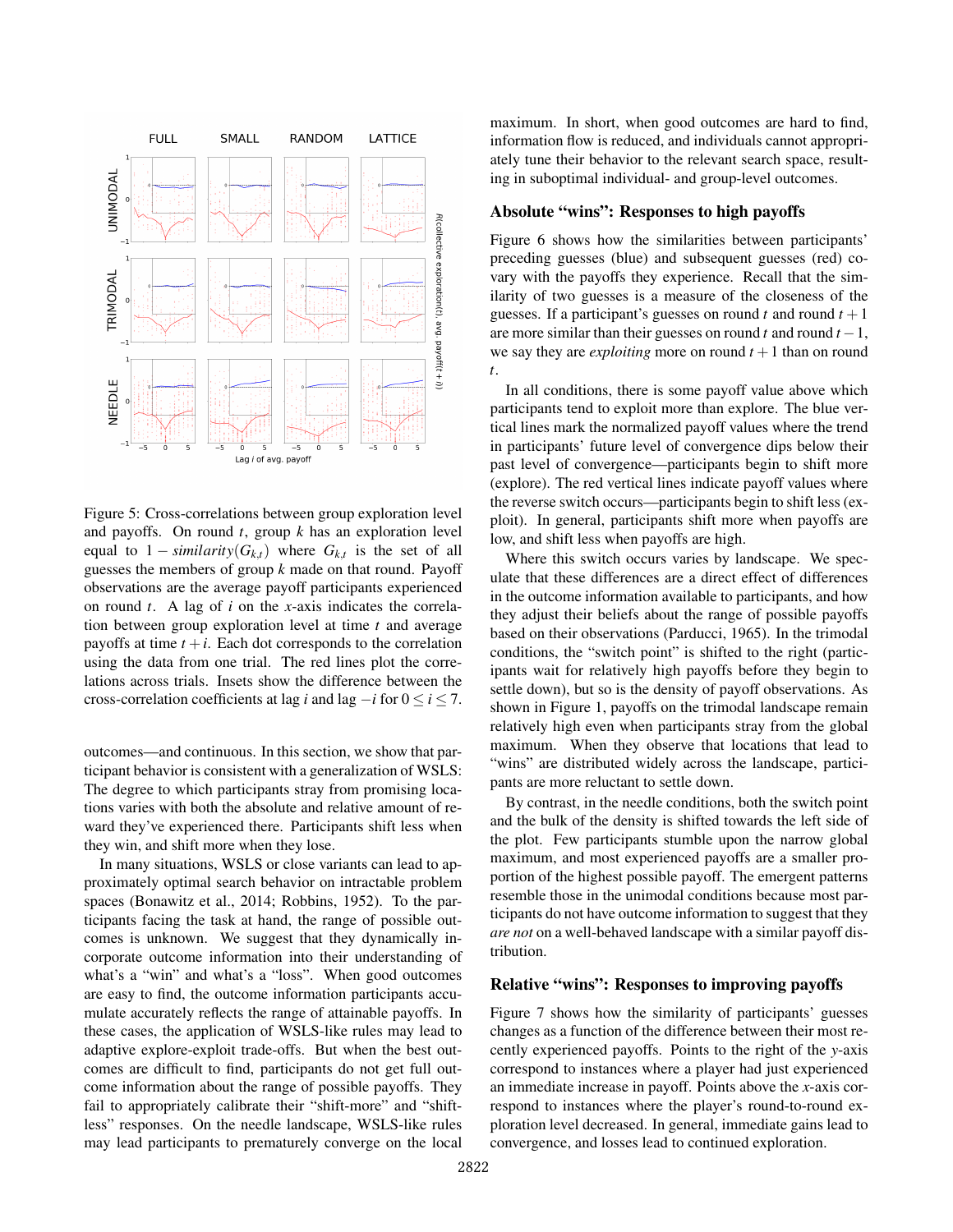Figure 5: Cross-correlations between group exploration level and payoffs. On round $t$, group $k$ has an exploration level equal to $1 - similarity(G_{k,t})$ where $G_{k,t}$ is the set of all guesses the members of group $k$ made on that round. Payoff observations are the average payoff participants experienced on round $t$. A lag of $i$ on the $x$-axis indicates the correlation between group exploration level at time $t$ and average payoffs at time $t+i$. Each dot corresponds to the correlation using the data from one trial. The red lines plot the correlations across trials. Insets show the difference between the cross-correlation coefficients at lag $i$ and lag $-i$ for $0 \leq i \leq 7$.

outcomes—and continuous. In this section, we show that participant behavior is consistent with a generalization of WSLS: The degree to which participants stray from promising locations varies with both the absolute and relative amount of reward they've experienced there. Participants shift less when they win, and shift more when they lose.

In many situations, WSLS or close variants can lead to approximately optimal search behavior on intractable problem spaces (Bonawitz et al., 2014; Robbins, 1952). To the participants facing the task at hand, the range of possible outcomes is unknown. We suggest that they dynamically incorporate outcome information into their understanding of what's a "win" and what's a "loss". When good outcomes are easy to find, the outcome information participants accumulate accurately reflects the range of attainable payoffs. In these cases, the application of WSLS-like rules may lead to adaptive explore-exploit trade-offs. But when the best outcomes are difficult to find, participants do not get full outcome information about the range of possible payoffs. They fail to appropriately calibrate their "shift-more" and "shift-less" responses. On the needle landscape, WSLS-like rules may lead participants to prematurely converge on the local maximum. In short, when good outcomes are hard to find, information flow is reduced, and individuals cannot appropriately tune their behavior to the relevant search space, resulting in suboptimal individual- and group-level outcomes.

### Absolute "wins": Responses to high payoffs

Figure 6 shows how the similarities between participants' preceding guesses (blue) and subsequent guesses (red) covary with the payoffs they experience. Recall that the similarity of two guesses is a measure of the closeness of the guesses. If a participant's guesses on round $t$ and round $t+1$ are more similar than their guesses on round $t$ and round $t-1$, we say they are *exploiting* more on round $t+1$ than on round $t$.

In all conditions, there is some payoff value above which participants tend to exploit more than explore. The blue vertical lines mark the normalized payoff values where the trend in participants' future level of convergence dips below their past level of convergence—participants begin to shift more (explore). The red vertical lines indicate payoff values where the reverse switch occurs—participants begin to shift less (exploit). In general, participants shift more when payoffs are low, and shift less when payoffs are high.

Where this switch occurs varies by landscape. We speculate that these differences are a direct effect of differences in the outcome information available to participants, and how they adjust their beliefs about the range of possible payoffs based on their observations (Parducci, 1965). In the trimodal conditions, the "switch point" is shifted to the right (participants wait for relatively high payoffs before they begin to settle down), but so is the density of payoff observations. As shown in Figure 1, payoffs on the trimodal landscape remain relatively high even when participants stray from the global maximum. When they observe that locations that lead to "wins" are distributed widely across the landscape, participants are more reluctant to settle down.

By contrast, in the needle conditions, both the switch point and the bulk of the density is shifted towards the left side of the plot. Few participants stumble upon the narrow global maximum, and most experienced payoffs are a smaller proportion of the highest possible payoff. The emergent patterns resemble those in the unimodal conditions because most participants do not have outcome information to suggest that they *are not* on a well-behaved landscape with a similar payoff distribution.

### Relative "wins": Responses to improving payoffs

Figure 7 shows how the similarity of participants' guesses changes as a function of the difference between their most recently experienced payoffs. Points to the right of the $y$-axis correspond to instances where a player had just experienced an immediate increase in payoff. Points above the $x$-axis correspond to instances where the player's round-to-round exploration level decreased. In general, immediate gains lead to convergence, and losses lead to continued exploration.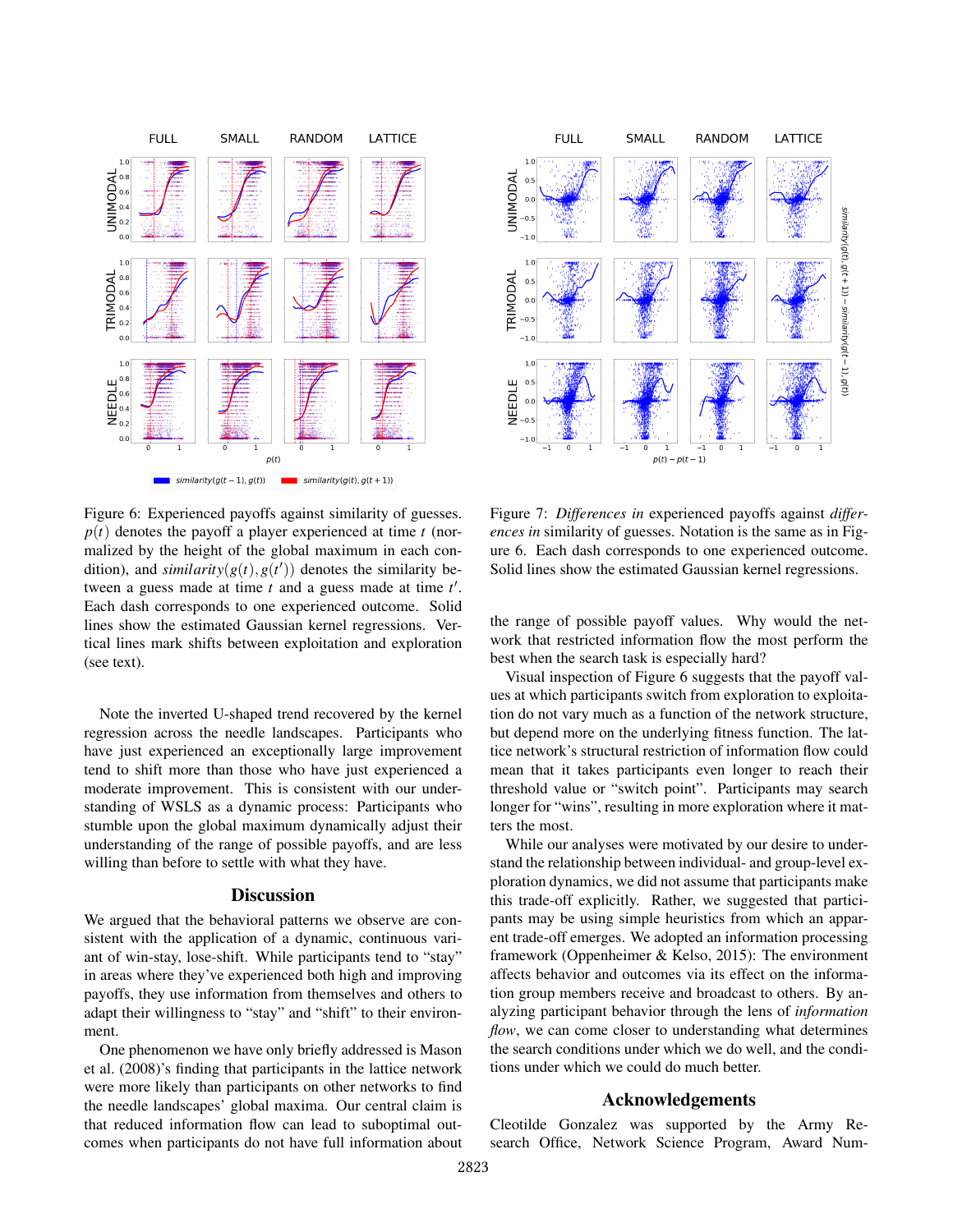Figure 6: Experienced payoffs against similarity of guesses. $p(t)$ denotes the payoff a player experienced at time $t$ (normalized by the height of the global maximum in each condition), and $similarity(g(t), g(t'))$ denotes the similarity between a guess made at time $t$ and a guess made at time $t'$. Each dash corresponds to one experienced outcome. Solid lines show the estimated Gaussian kernel regressions. Vertical lines mark shifts between exploitation and exploration (see text).

Figure 7: *Differences in* experienced payoffs against *differences in* similarity of guesses. Notation is the same as in Figure 6. Each dash corresponds to one experienced outcome. Solid lines show the estimated Gaussian kernel regressions.

Note the inverted U-shaped trend recovered by the kernel regression across the needle landscapes. Participants who have just experienced an exceptionally large improvement tend to shift more than those who have just experienced a moderate improvement. This is consistent with our understanding of WSLS as a dynamic process: Participants who stumble upon the global maximum dynamically adjust their understanding of the range of possible payoffs, and are less willing than before to settle with what they have.

## Discussion

We argued that the behavioral patterns we observe are consistent with the application of a dynamic, continuous variant of win-stay, lose-shift. While participants tend to "stay" in areas where they've experienced both high and improving payoffs, they use information from themselves and others to adapt their willingness to "stay" and "shift" to their environment.

One phenomenon we have only briefly addressed is Mason et al. (2008)'s finding that participants in the lattice network were more likely than participants on other networks to find the needle landscapes' global maxima. Our central claim is that reduced information flow can lead to suboptimal outcomes when participants do not have full information about the range of possible payoff values. Why would the network that restricted information flow the most perform the best when the search task is especially hard?

Visual inspection of Figure 6 suggests that the payoff values at which participants switch from exploration to exploitation do not vary much as a function of the network structure, but depend more on the underlying fitness function. The lattice network's structural restriction of information flow could mean that it takes participants even longer to reach their threshold value or "switch point". Participants may search longer for "wins", resulting in more exploration where it matters the most.

While our analyses were motivated by our desire to understand the relationship between individual- and group-level exploration dynamics, we did not assume that participants make this trade-off explicitly. Rather, we suggested that participants may be using simple heuristics from which an apparent trade-off emerges. We adopted an information processing framework (Oppenheimer & Kelso, 2015): The environment affects behavior and outcomes via its effect on the information group members receive and broadcast to others. By analyzing participant behavior through the lens of *information flow*, we can come closer to understanding what determines the search conditions under which we do well, and the conditions under which we could do much better.

## Acknowledgements

Cleotilde Gonzalez was supported by the Army Research Office, Network Science Program, Award Num-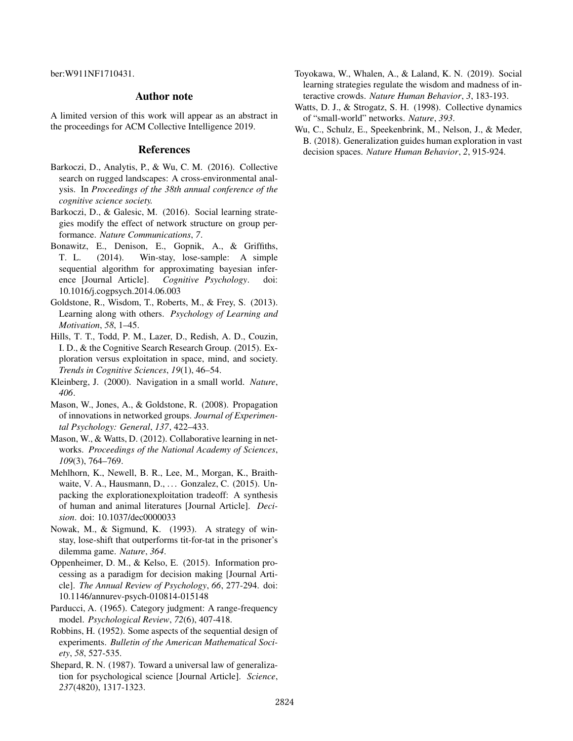ber:W911NF1710431.

## Author note

A limited version of this work will appear as an abstract in the proceedings for ACM Collective Intelligence 2019.

## References

Barkoczi, D., Analytis, P., & Wu, C. M. (2016). Collective search on rugged landscapes: A cross-environmental analysis. In *Proceedings of the 38th annual conference of the cognitive science society.*

Barkoczi, D., & Galesic, M. (2016). Social learning strategies modify the effect of network structure on group performance. *Nature Communications*, *7*.

Bonawitz, E., Denison, E., Gopnik, A., & Griffiths, T. L. (2014). Win-stay, lose-sample: A simple sequential algorithm for approximating bayesian inference [Journal Article]. *Cognitive Psychology*. doi: 10.1016/j.cogpsych.2014.06.003

Goldstone, R., Wisdom, T., Roberts, M., & Frey, S. (2013). Learning along with others. *Psychology of Learning and Motivation*, *58*, 1–45.

Hills, T. T., Todd, P. M., Lazer, D., Redish, A. D., Couzin, I. D., & the Cognitive Search Research Group. (2015). Exploration versus exploitation in space, mind, and society. *Trends in Cognitive Sciences*, *19*(1), 46–54.

Kleinberg, J. (2000). Navigation in a small world. *Nature*, *406*.

Mason, W., Jones, A., & Goldstone, R. (2008). Propagation of innovations in networked groups. *Journal of Experimental Psychology: General*, *137*, 422–433.

Mason, W., & Watts, D. (2012). Collaborative learning in networks. *Proceedings of the National Academy of Sciences*, *109*(3), 764–769.

Mehlhorn, K., Newell, B. R., Lee, M., Morgan, K., Braithwaite, V. A., Hausmann, D., ... Gonzalez, C. (2015). Unpacking the explorationexploitation tradeoff: A synthesis of human and animal literatures [Journal Article]. *Decision*. doi: 10.1037/dec0000033

Nowak, M., & Sigmund, K. (1993). A strategy of win-stay, lose-shift that outperforms tit-for-tat in the prisoner's dilemma game. *Nature*, *364*.

Oppenheimer, D. M., & Kelso, E. (2015). Information processing as a paradigm for decision making [Journal Article]. *The Annual Review of Psychology*, *66*, 277-294. doi: 10.1146/annurev-psych-010814-015148

Parducci, A. (1965). Category judgment: A range-frequency model. *Psychological Review*, *72*(6), 407-418.

Robbins, H. (1952). Some aspects of the sequential design of experiments. *Bulletin of the American Mathematical Society*, *58*, 527-535.

Shepard, R. N. (1987). Toward a universal law of generalization for psychological science [Journal Article]. *Science*, *237*(4820), 1317-1323.

Toyokawa, W., Whalen, A., & Laland, K. N. (2019). Social learning strategies regulate the wisdom and madness of interactive crowds. *Nature Human Behavior*, *3*, 183-193.

Watts, D. J., & Strogatz, S. H. (1998). Collective dynamics of "small-world" networks. *Nature*, *393*.

Wu, C., Schulz, E., Speekenbrink, M., Nelson, J., & Meder, B. (2018). Generalization guides human exploration in vast decision spaces. *Nature Human Behavior*, *2*, 915-924.